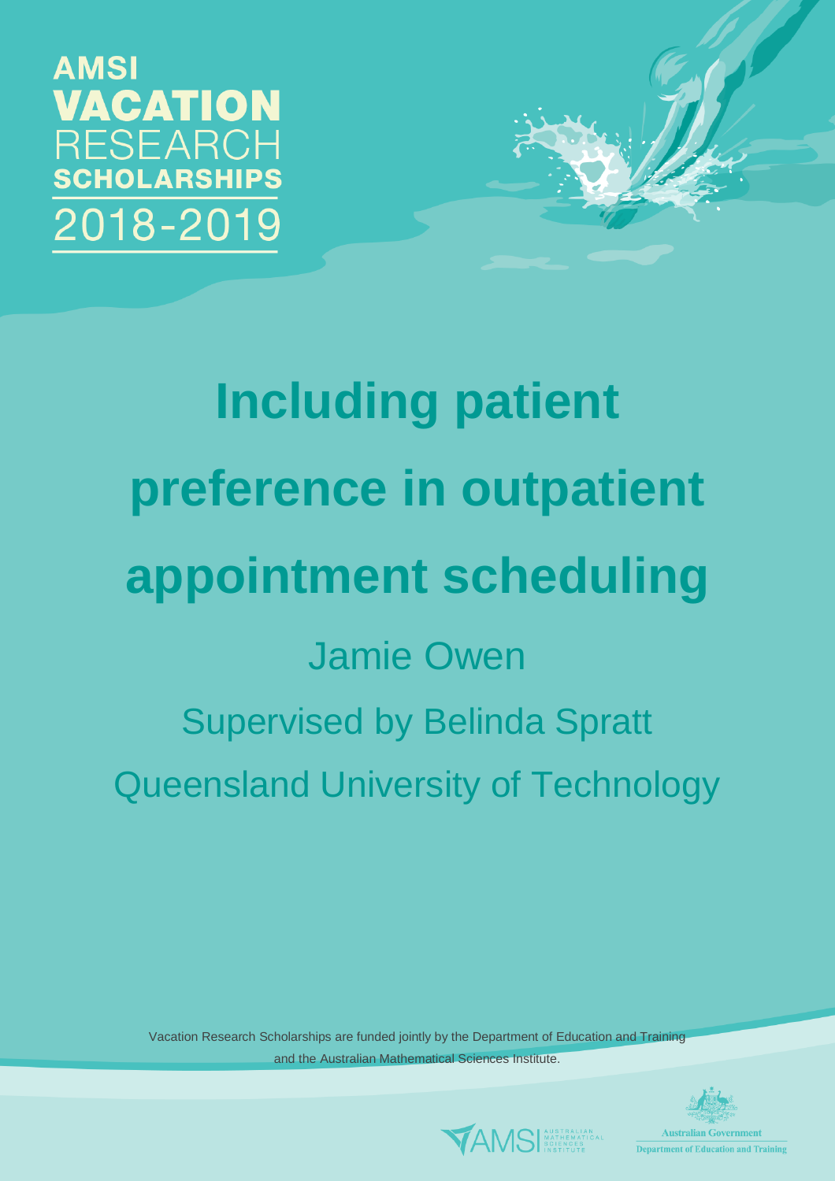AMSI **VACATION** RESEARCH **SCHOLARSHIPS** 2018-2019

# Including patient preference in outpatient appointment scheduling

Jamie Owen

Supervised by Belinda Spratt

Queensland University of Technology

Vacation Research Scholarships are funded jointly by the Department of Education and Training and the Australian Mathematical Sciences Institute.

AMSI AUSTRALIAN MATHEMATICAL SCIENCES INSTITUTE

Australian Government Department of Education and Training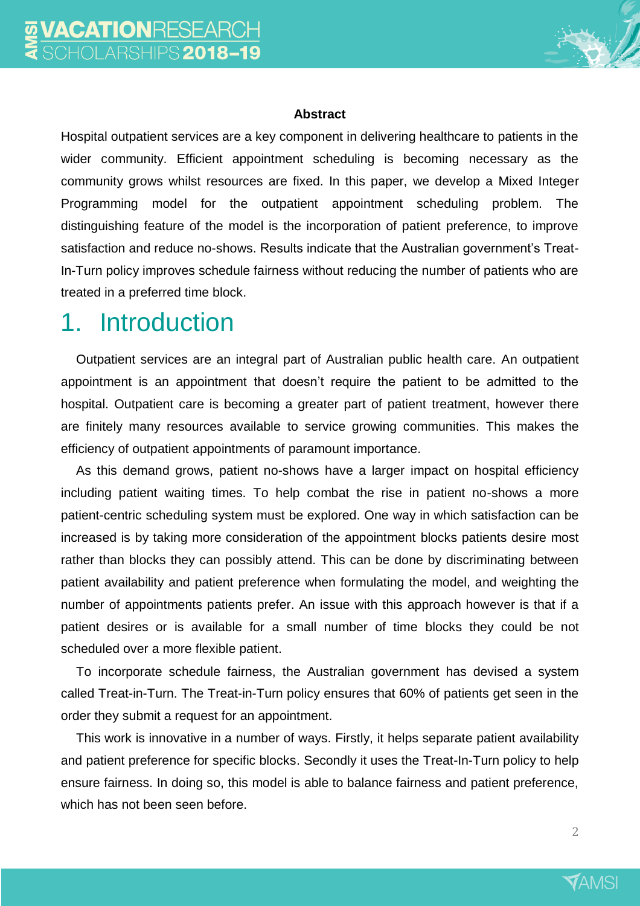**Abstract**

Hospital outpatient services are a key component in delivering healthcare to patients in the wider community. Efficient appointment scheduling is becoming necessary as the community grows whilst resources are fixed. In this paper, we develop a Mixed Integer Programming model for the outpatient appointment scheduling problem. The distinguishing feature of the model is the incorporation of patient preference, to improve satisfaction and reduce no-shows. Results indicate that the Australian government's Treat-In-Turn policy improves schedule fairness without reducing the number of patients who are treated in a preferred time block.

# 1. Introduction

Outpatient services are an integral part of Australian public health care. An outpatient appointment is an appointment that doesn't require the patient to be admitted to the hospital. Outpatient care is becoming a greater part of patient treatment, however there are finitely many resources available to service growing communities. This makes the efficiency of outpatient appointments of paramount importance.

As this demand grows, patient no-shows have a larger impact on hospital efficiency including patient waiting times. To help combat the rise in patient no-shows a more patient-centric scheduling system must be explored. One way in which satisfaction can be increased is by taking more consideration of the appointment blocks patients desire most rather than blocks they can possibly attend. This can be done by discriminating between patient availability and patient preference when formulating the model, and weighting the number of appointments patients prefer. An issue with this approach however is that if a patient desires or is available for a small number of time blocks they could be not scheduled over a more flexible patient.

To incorporate schedule fairness, the Australian government has devised a system called Treat-in-Turn. The Treat-in-Turn policy ensures that 60% of patients get seen in the order they submit a request for an appointment.

This work is innovative in a number of ways. Firstly, it helps separate patient availability and patient preference for specific blocks. Secondly it uses the Treat-In-Turn policy to help ensure fairness. In doing so, this model is able to balance fairness and patient preference, which has not been seen before.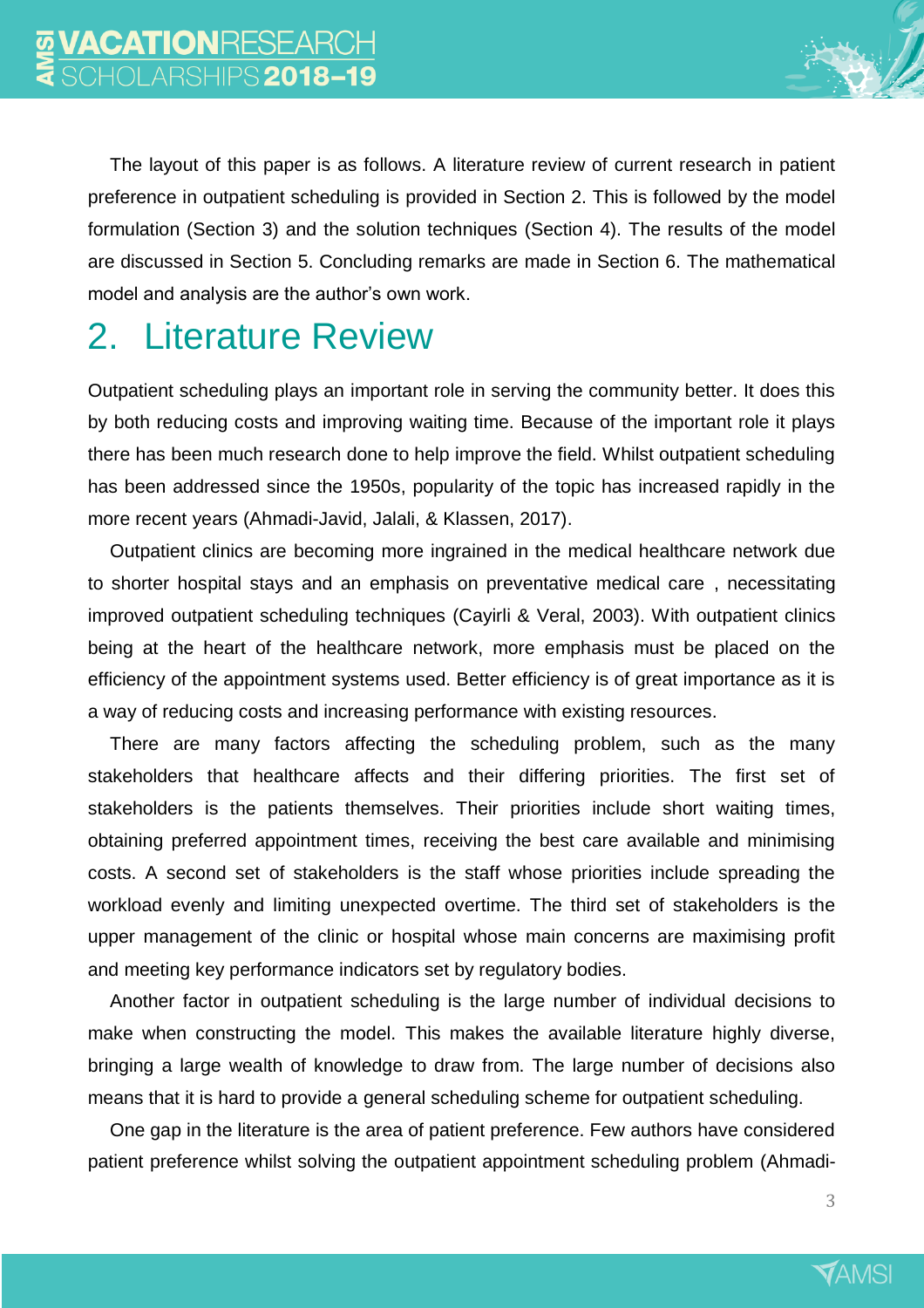The layout of this paper is as follows. A literature review of current research in patient preference in outpatient scheduling is provided in Section 2. This is followed by the model formulation (Section 3) and the solution techniques (Section 4). The results of the model are discussed in Section 5. Concluding remarks are made in Section 6. The mathematical model and analysis are the author's own work.

# 2. Literature Review

Outpatient scheduling plays an important role in serving the community better. It does this by both reducing costs and improving waiting time. Because of the important role it plays there has been much research done to help improve the field. Whilst outpatient scheduling has been addressed since the 1950s, popularity of the topic has increased rapidly in the more recent years (Ahmadi-Javid, Jalali, & Klassen, 2017).

Outpatient clinics are becoming more ingrained in the medical healthcare network due to shorter hospital stays and an emphasis on preventative medical care , necessitating improved outpatient scheduling techniques (Cayirli & Veral, 2003). With outpatient clinics being at the heart of the healthcare network, more emphasis must be placed on the efficiency of the appointment systems used. Better efficiency is of great importance as it is a way of reducing costs and increasing performance with existing resources.

There are many factors affecting the scheduling problem, such as the many stakeholders that healthcare affects and their differing priorities. The first set of stakeholders is the patients themselves. Their priorities include short waiting times, obtaining preferred appointment times, receiving the best care available and minimising costs. A second set of stakeholders is the staff whose priorities include spreading the workload evenly and limiting unexpected overtime. The third set of stakeholders is the upper management of the clinic or hospital whose main concerns are maximising profit and meeting key performance indicators set by regulatory bodies.

Another factor in outpatient scheduling is the large number of individual decisions to make when constructing the model. This makes the available literature highly diverse, bringing a large wealth of knowledge to draw from. The large number of decisions also means that it is hard to provide a general scheduling scheme for outpatient scheduling.

One gap in the literature is the area of patient preference. Few authors have considered patient preference whilst solving the outpatient appointment scheduling problem (Ahmadi-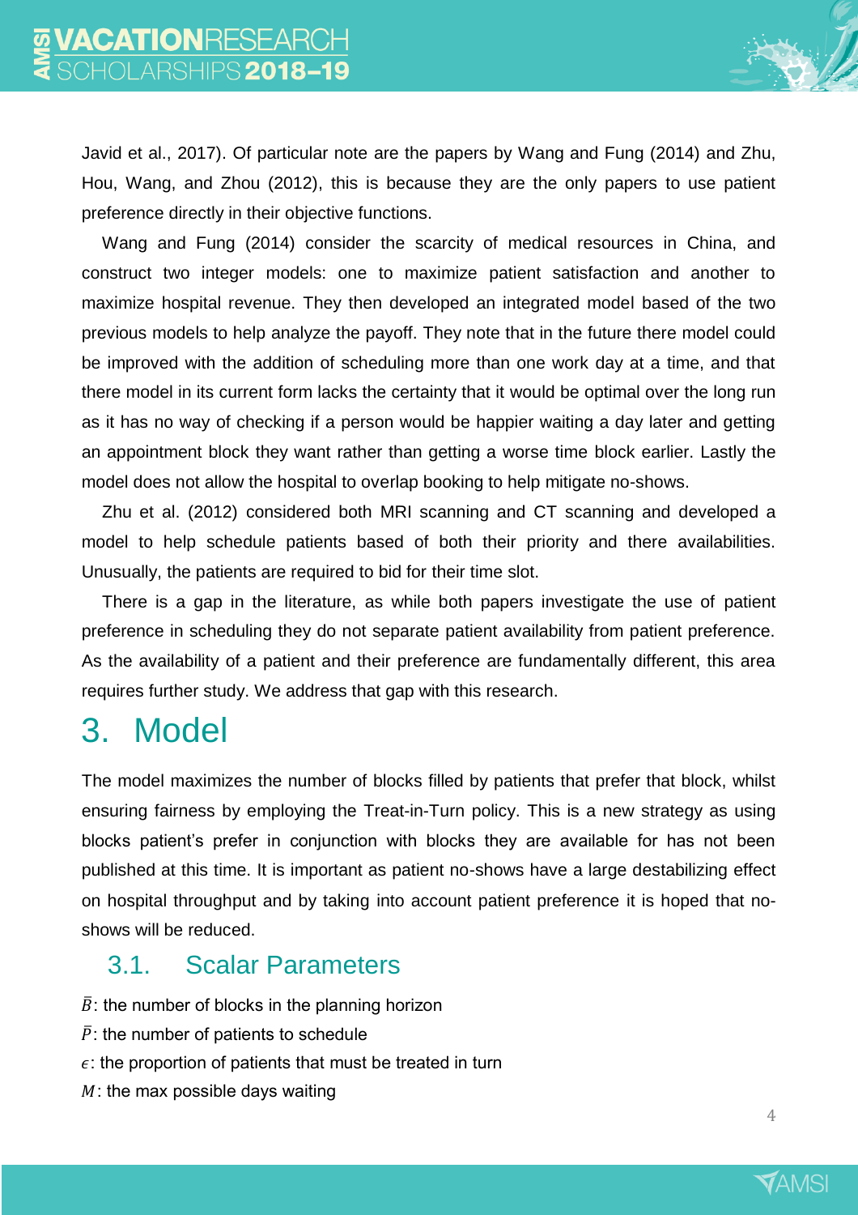Javid et al., 2017). Of particular note are the papers by Wang and Fung (2014) and Zhu, Hou, Wang, and Zhou (2012), this is because they are the only papers to use patient preference directly in their objective functions.

Wang and Fung (2014) consider the scarcity of medical resources in China, and construct two integer models: one to maximize patient satisfaction and another to maximize hospital revenue. They then developed an integrated model based of the two previous models to help analyze the payoff. They note that in the future there model could be improved with the addition of scheduling more than one work day at a time, and that there model in its current form lacks the certainty that it would be optimal over the long run as it has no way of checking if a person would be happier waiting a day later and getting an appointment block they want rather than getting a worse time block earlier. Lastly the model does not allow the hospital to overlap booking to help mitigate no-shows.

Zhu et al. (2012) considered both MRI scanning and CT scanning and developed a model to help schedule patients based of both their priority and there availabilities. Unusually, the patients are required to bid for their time slot.

There is a gap in the literature, as while both papers investigate the use of patient preference in scheduling they do not separate patient availability from patient preference. As the availability of a patient and their preference are fundamentally different, this area requires further study. We address that gap with this research.

# 3. Model

The model maximizes the number of blocks filled by patients that prefer that block, whilst ensuring fairness by employing the Treat-in-Turn policy. This is a new strategy as using blocks patient's prefer in conjunction with blocks they are available for has not been published at this time. It is important as patient no-shows have a large destabilizing effect on hospital throughput and by taking into account patient preference it is hoped that no-shows will be reduced.

## 3.1. Scalar Parameters

$\bar{B}$: the number of blocks in the planning horizon

$\bar{P}$: the number of patients to schedule

$\epsilon$: the proportion of patients that must be treated in turn

$M$: the max possible days waiting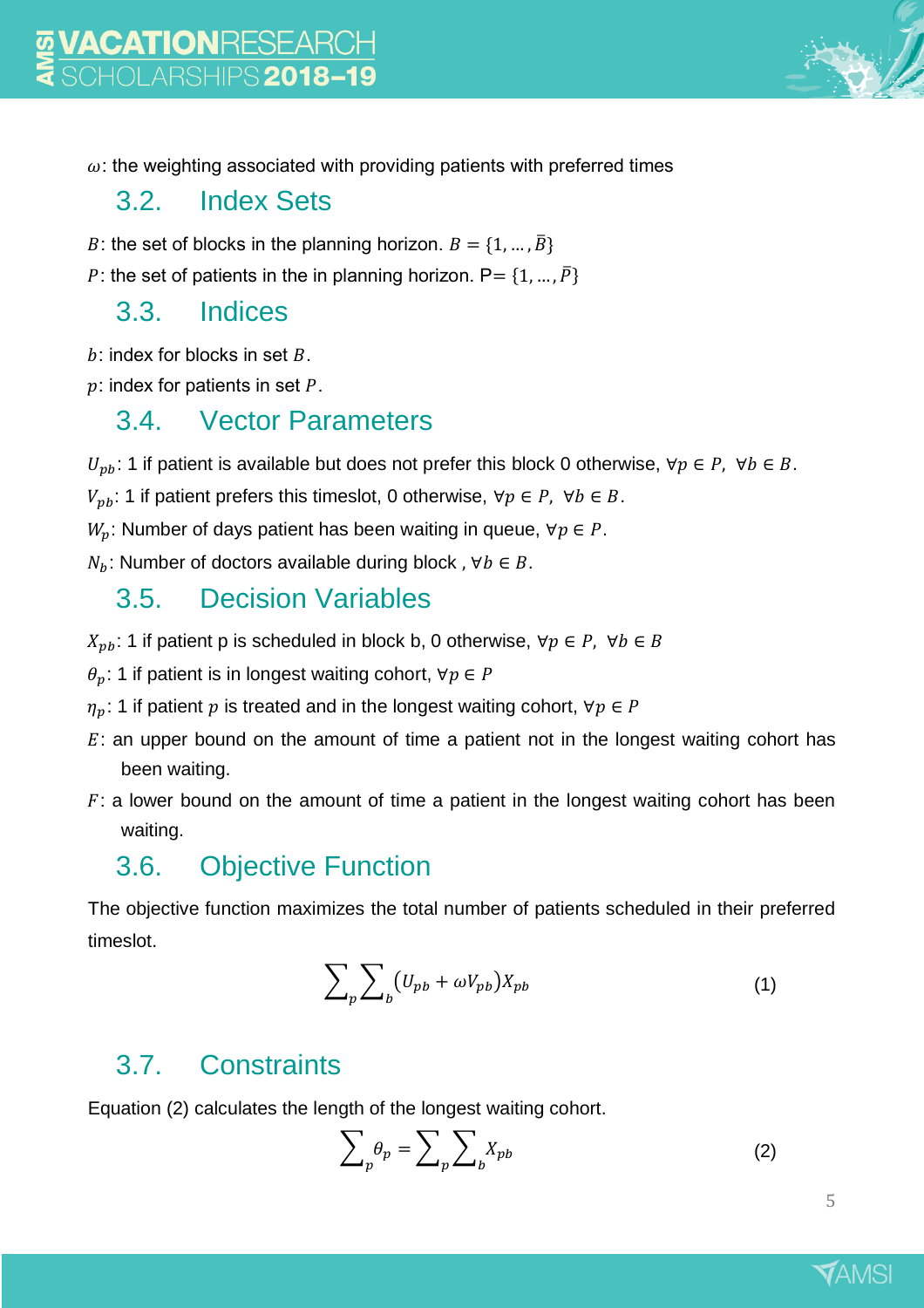$\omega$: the weighting associated with providing patients with preferred times

## 3.2. Index Sets

$B$: the set of blocks in the planning horizon. $B = \{1, \ldots, \bar{B}\}$

$P$: the set of patients in the in planning horizon. P$= \{1, \ldots, \bar{P}\}$

## 3.3. Indices

$b$: index for blocks in set $B$.

$p$: index for patients in set $P$.

## 3.4. Vector Parameters

$U_{pb}$: 1 if patient is available but does not prefer this block 0 otherwise, $\forall p \in P, \ \forall b \in B$.

$V_{pb}$: 1 if patient prefers this timeslot, 0 otherwise, $\forall p \in P, \ \forall b \in B$.

$W_p$: Number of days patient has been waiting in queue, $\forall p \in P$.

$N_b$: Number of doctors available during block , $\forall b \in B$.

## 3.5. Decision Variables

$X_{pb}$: 1 if patient p is scheduled in block b, 0 otherwise, $\forall p \in P, \ \forall b \in B$

$\theta_p$: 1 if patient is in longest waiting cohort, $\forall p \in P$

$\eta_p$: 1 if patient $p$ is treated and in the longest waiting cohort, $\forall p \in P$

$E$: an upper bound on the amount of time a patient not in the longest waiting cohort has been waiting.

$F$: a lower bound on the amount of time a patient in the longest waiting cohort has been waiting.

## 3.6. Objective Function

The objective function maximizes the total number of patients scheduled in their preferred timeslot.

$$\sum_p \sum_b (U_{pb} + \omega V_{pb}) X_{pb} \tag{1}$$

## 3.7. Constraints

Equation (2) calculates the length of the longest waiting cohort.

$$\sum_p \theta_p = \sum_p \sum_b X_{pb} \tag{2}$$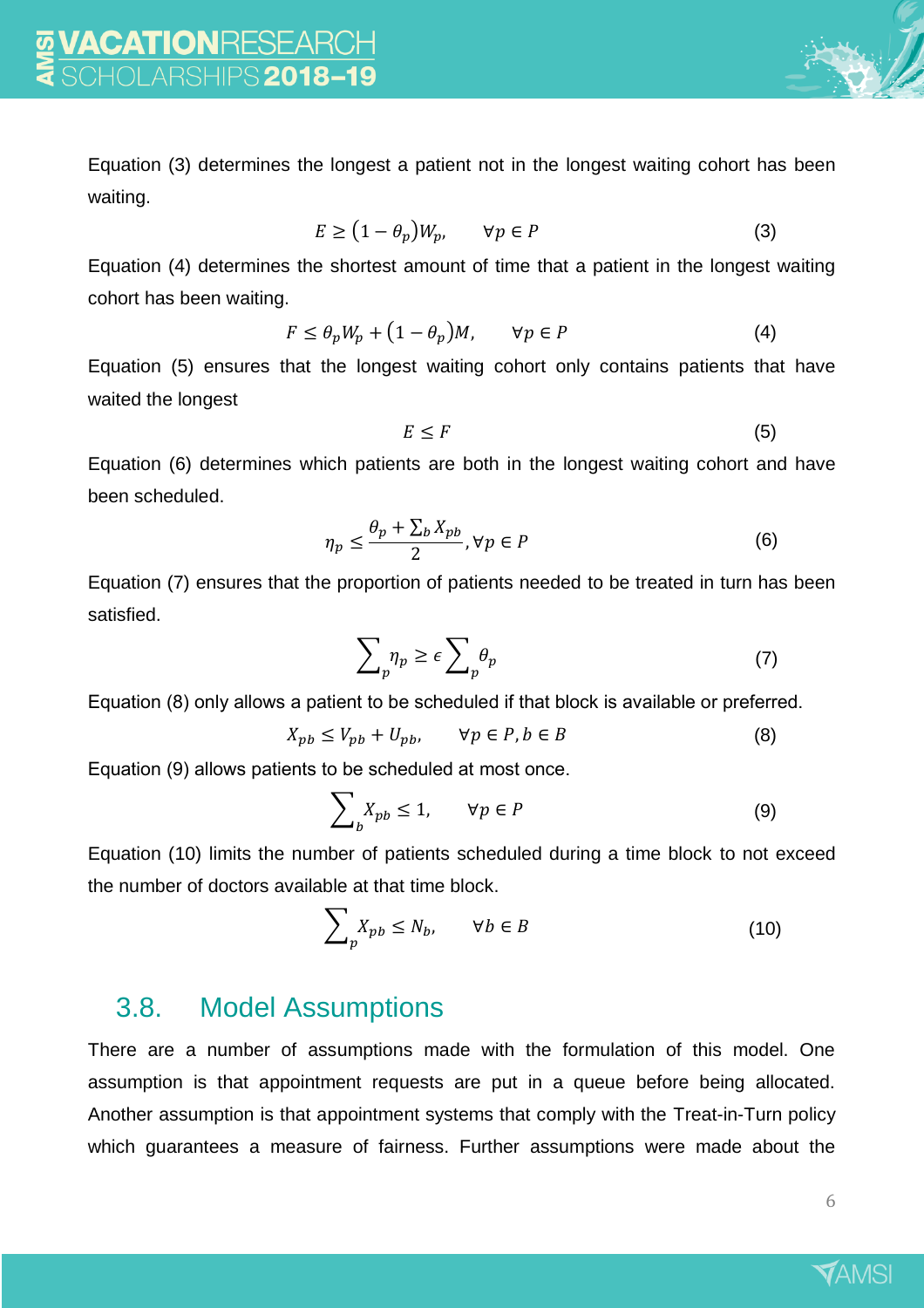Equation (3) determines the longest a patient not in the longest waiting cohort has been waiting.

$$E \geq (1 - \theta_p)W_p, \qquad \forall p \in P \tag{3}$$

Equation (4) determines the shortest amount of time that a patient in the longest waiting cohort has been waiting.

$$F \leq \theta_p W_p + (1 - \theta_p)M, \qquad \forall p \in P \tag{4}$$

Equation (5) ensures that the longest waiting cohort only contains patients that have waited the longest

$$E \leq F \tag{5}$$

Equation (6) determines which patients are both in the longest waiting cohort and have been scheduled.

$$\eta_p \leq \frac{\theta_p + \sum_b X_{pb}}{2}, \forall p \in P \tag{6}$$

Equation (7) ensures that the proportion of patients needed to be treated in turn has been satisfied.

$$\sum_p \eta_p \geq \epsilon \sum_p \theta_p \tag{7}$$

Equation (8) only allows a patient to be scheduled if that block is available or preferred.

$$X_{pb} \leq V_{pb} + U_{pb}, \qquad \forall p \in P, b \in B \tag{8}$$

Equation (9) allows patients to be scheduled at most once.

$$\sum_b X_{pb} \leq 1, \qquad \forall p \in P \tag{9}$$

Equation (10) limits the number of patients scheduled during a time block to not exceed the number of doctors available at that time block.

$$\sum_p X_{pb} \leq N_b, \qquad \forall b \in B \tag{10}$$

## 3.8. Model Assumptions

There are a number of assumptions made with the formulation of this model. One assumption is that appointment requests are put in a queue before being allocated. Another assumption is that appointment systems that comply with the Treat-in-Turn policy which guarantees a measure of fairness. Further assumptions were made about the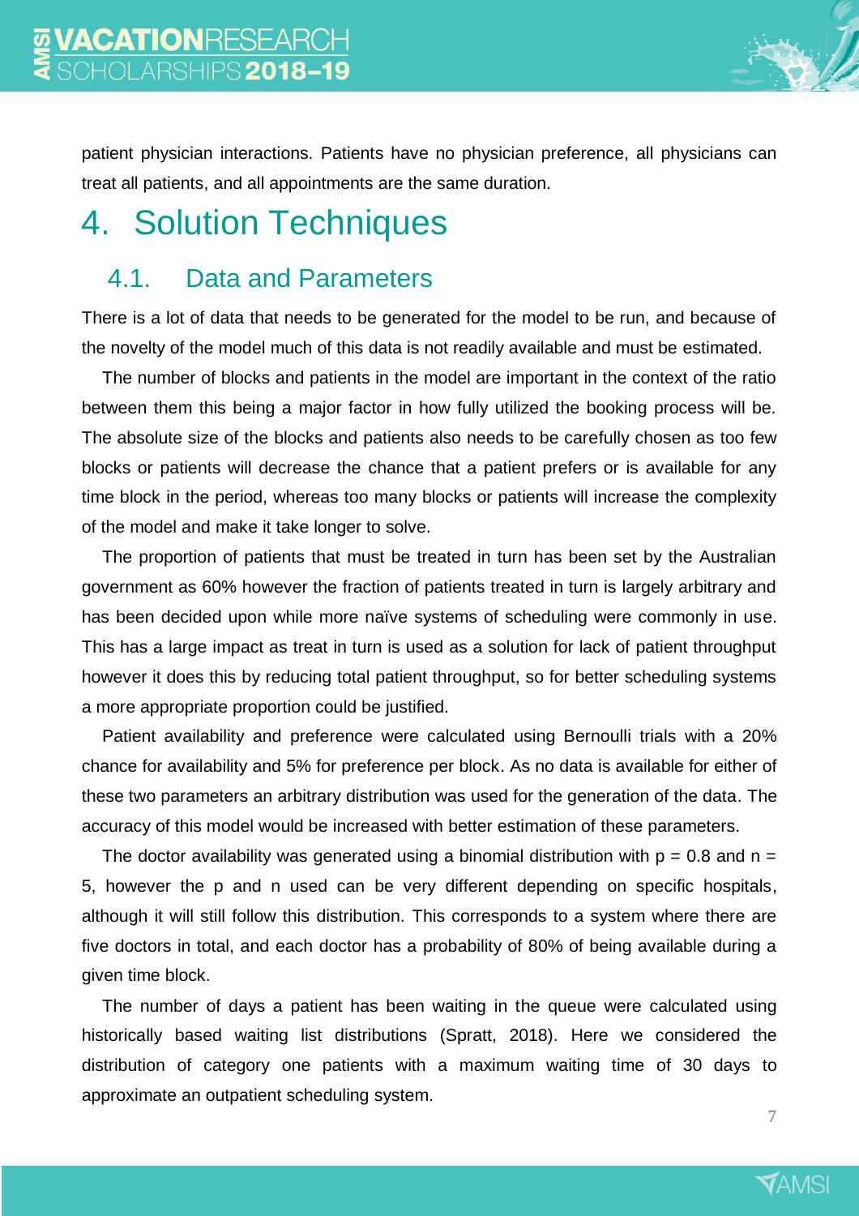patient physician interactions. Patients have no physician preference, all physicians can treat all patients, and all appointments are the same duration.

# 4. Solution Techniques

## 4.1. Data and Parameters

There is a lot of data that needs to be generated for the model to be run, and because of the novelty of the model much of this data is not readily available and must be estimated.

The number of blocks and patients in the model are important in the context of the ratio between them this being a major factor in how fully utilized the booking process will be. The absolute size of the blocks and patients also needs to be carefully chosen as too few blocks or patients will decrease the chance that a patient prefers or is available for any time block in the period, whereas too many blocks or patients will increase the complexity of the model and make it take longer to solve.

The proportion of patients that must be treated in turn has been set by the Australian government as 60% however the fraction of patients treated in turn is largely arbitrary and has been decided upon while more naïve systems of scheduling were commonly in use. This has a large impact as treat in turn is used as a solution for lack of patient throughput however it does this by reducing total patient throughput, so for better scheduling systems a more appropriate proportion could be justified.

Patient availability and preference were calculated using Bernoulli trials with a 20% chance for availability and 5% for preference per block. As no data is available for either of these two parameters an arbitrary distribution was used for the generation of the data. The accuracy of this model would be increased with better estimation of these parameters.

The doctor availability was generated using a binomial distribution with $p = 0.8$ and $n = 5$, however the p and n used can be very different depending on specific hospitals, although it will still follow this distribution. This corresponds to a system where there are five doctors in total, and each doctor has a probability of 80% of being available during a given time block.

The number of days a patient has been waiting in the queue were calculated using historically based waiting list distributions (Spratt, 2018). Here we considered the distribution of category one patients with a maximum waiting time of 30 days to approximate an outpatient scheduling system.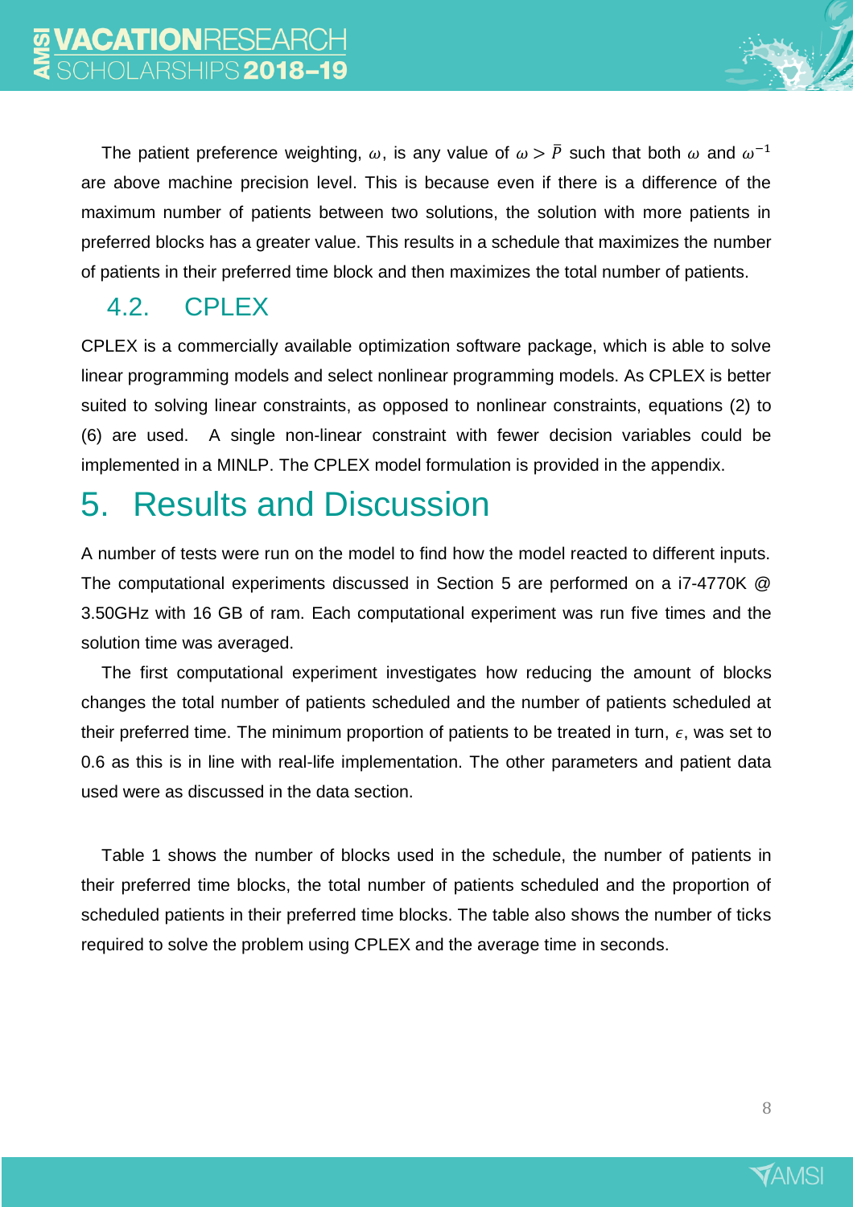The patient preference weighting, $\omega$, is any value of $\omega > \bar{P}$ such that both $\omega$ and $\omega^{-1}$ are above machine precision level. This is because even if there is a difference of the maximum number of patients between two solutions, the solution with more patients in preferred blocks has a greater value. This results in a schedule that maximizes the number of patients in their preferred time block and then maximizes the total number of patients.

## 4.2. CPLEX

CPLEX is a commercially available optimization software package, which is able to solve linear programming models and select nonlinear programming models. As CPLEX is better suited to solving linear constraints, as opposed to nonlinear constraints, equations (2) to (6) are used. A single non-linear constraint with fewer decision variables could be implemented in a MINLP. The CPLEX model formulation is provided in the appendix.

# 5. Results and Discussion

A number of tests were run on the model to find how the model reacted to different inputs. The computational experiments discussed in Section 5 are performed on a i7-4770K @ 3.50GHz with 16 GB of ram. Each computational experiment was run five times and the solution time was averaged.

The first computational experiment investigates how reducing the amount of blocks changes the total number of patients scheduled and the number of patients scheduled at their preferred time. The minimum proportion of patients to be treated in turn, $\epsilon$, was set to 0.6 as this is in line with real-life implementation. The other parameters and patient data used were as discussed in the data section.

Table 1 shows the number of blocks used in the schedule, the number of patients in their preferred time blocks, the total number of patients scheduled and the proportion of scheduled patients in their preferred time blocks. The table also shows the number of ticks required to solve the problem using CPLEX and the average time in seconds.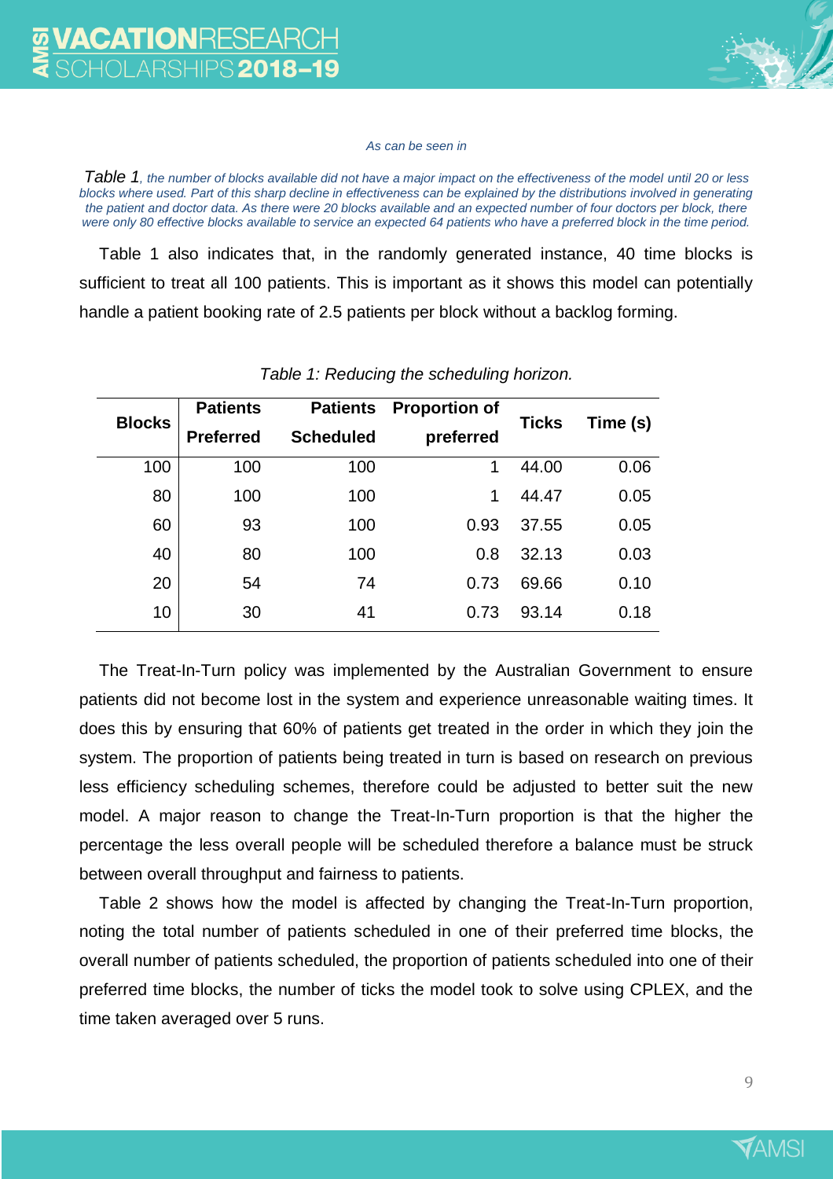*As can be seen in*

*Table 1, the number of blocks available did not have a major impact on the effectiveness of the model until 20 or less blocks where used. Part of this sharp decline in effectiveness can be explained by the distributions involved in generating the patient and doctor data. As there were 20 blocks available and an expected number of four doctors per block, there were only 80 effective blocks available to service an expected 64 patients who have a preferred block in the time period.*

Table 1 also indicates that, in the randomly generated instance, 40 time blocks is sufficient to treat all 100 patients. This is important as it shows this model can potentially handle a patient booking rate of 2.5 patients per block without a backlog forming.

*Table 1: Reducing the scheduling horizon.*

| Blocks | Patients Preferred | Patients Scheduled | Proportion of preferred | Ticks | Time (s) |
|---|---|---|---|---|---|
| 100 | 100 | 100 | 1 | 44.00 | 0.06 |
| 80 | 100 | 100 | 1 | 44.47 | 0.05 |
| 60 | 93 | 100 | 0.93 | 37.55 | 0.05 |
| 40 | 80 | 100 | 0.8 | 32.13 | 0.03 |
| 20 | 54 | 74 | 0.73 | 69.66 | 0.10 |
| 10 | 30 | 41 | 0.73 | 93.14 | 0.18 |

The Treat-In-Turn policy was implemented by the Australian Government to ensure patients did not become lost in the system and experience unreasonable waiting times. It does this by ensuring that 60% of patients get treated in the order in which they join the system. The proportion of patients being treated in turn is based on research on previous less efficiency scheduling schemes, therefore could be adjusted to better suit the new model. A major reason to change the Treat-In-Turn proportion is that the higher the percentage the less overall people will be scheduled therefore a balance must be struck between overall throughput and fairness to patients.

Table 2 shows how the model is affected by changing the Treat-In-Turn proportion, noting the total number of patients scheduled in one of their preferred time blocks, the overall number of patients scheduled, the proportion of patients scheduled into one of their preferred time blocks, the number of ticks the model took to solve using CPLEX, and the time taken averaged over 5 runs.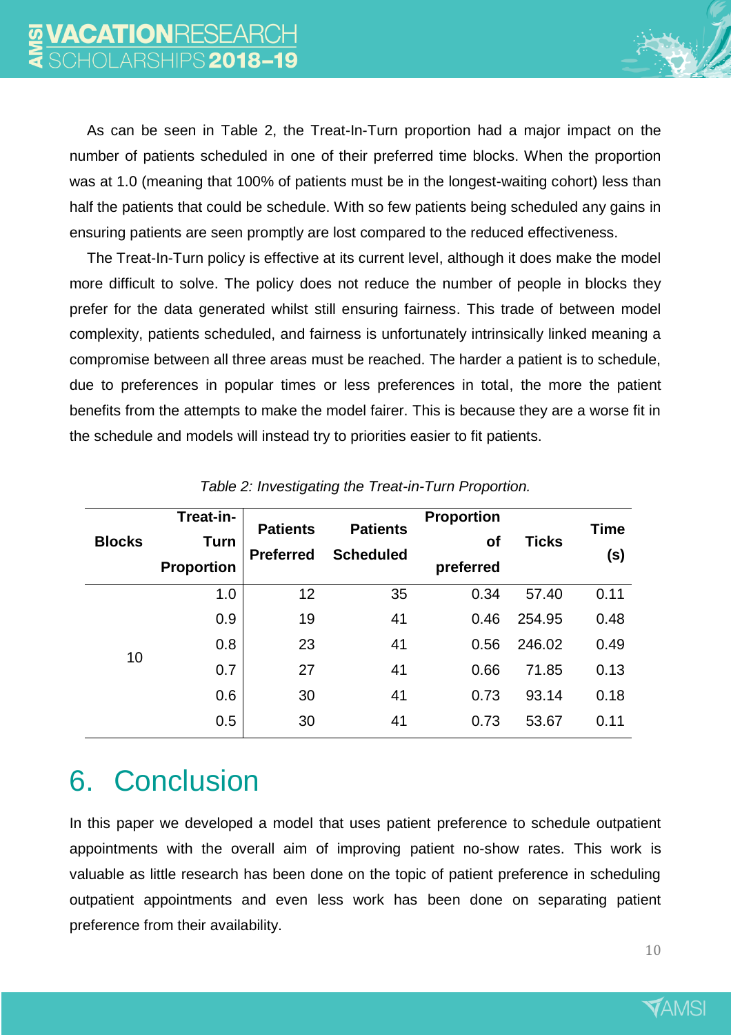As can be seen in Table 2, the Treat-In-Turn proportion had a major impact on the number of patients scheduled in one of their preferred time blocks. When the proportion was at 1.0 (meaning that 100% of patients must be in the longest-waiting cohort) less than half the patients that could be schedule. With so few patients being scheduled any gains in ensuring patients are seen promptly are lost compared to the reduced effectiveness.

The Treat-In-Turn policy is effective at its current level, although it does make the model more difficult to solve. The policy does not reduce the number of people in blocks they prefer for the data generated whilst still ensuring fairness. This trade of between model complexity, patients scheduled, and fairness is unfortunately intrinsically linked meaning a compromise between all three areas must be reached. The harder a patient is to schedule, due to preferences in popular times or less preferences in total, the more the patient benefits from the attempts to make the model fairer. This is because they are a worse fit in the schedule and models will instead try to priorities easier to fit patients.

*Table 2: Investigating the Treat-in-Turn Proportion.*

| Blocks | Treat-in-Turn Proportion | Patients Preferred | Patients Scheduled | Proportion of preferred | Ticks | Time (s) |
|---|---|---|---|---|---|---|
| 10 | 1.0 | 12 | 35 | 0.34 | 57.40 | 0.11 |
| | 0.9 | 19 | 41 | 0.46 | 254.95 | 0.48 |
| | 0.8 | 23 | 41 | 0.56 | 246.02 | 0.49 |
| | 0.7 | 27 | 41 | 0.66 | 71.85 | 0.13 |
| | 0.6 | 30 | 41 | 0.73 | 93.14 | 0.18 |
| | 0.5 | 30 | 41 | 0.73 | 53.67 | 0.11 |

# 6. Conclusion

In this paper we developed a model that uses patient preference to schedule outpatient appointments with the overall aim of improving patient no-show rates. This work is valuable as little research has been done on the topic of patient preference in scheduling outpatient appointments and even less work has been done on separating patient preference from their availability.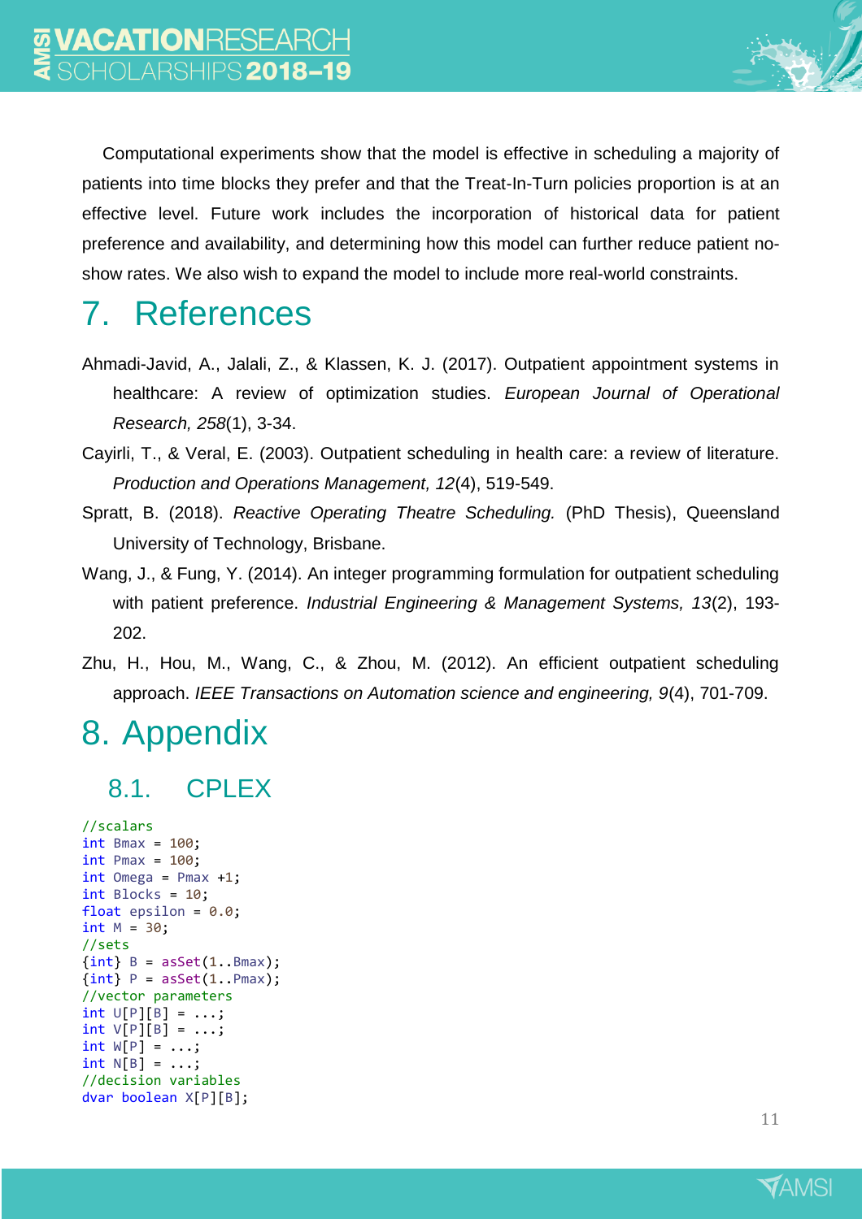Computational experiments show that the model is effective in scheduling a majority of patients into time blocks they prefer and that the Treat-In-Turn policies proportion is at an effective level. Future work includes the incorporation of historical data for patient preference and availability, and determining how this model can further reduce patient no-show rates. We also wish to expand the model to include more real-world constraints.

# 7. References

Ahmadi-Javid, A., Jalali, Z., & Klassen, K. J. (2017). Outpatient appointment systems in healthcare: A review of optimization studies. *European Journal of Operational Research, 258*(1), 3-34.

Cayirli, T., & Veral, E. (2003). Outpatient scheduling in health care: a review of literature. *Production and Operations Management, 12*(4), 519-549.

Spratt, B. (2018). *Reactive Operating Theatre Scheduling.* (PhD Thesis), Queensland University of Technology, Brisbane.

Wang, J., & Fung, Y. (2014). An integer programming formulation for outpatient scheduling with patient preference. *Industrial Engineering & Management Systems, 13*(2), 193-202.

Zhu, H., Hou, M., Wang, C., & Zhou, M. (2012). An efficient outpatient scheduling approach. *IEEE Transactions on Automation science and engineering, 9*(4), 701-709.

# 8. Appendix

## 8.1. CPLEX

```
//scalars
int Bmax = 100;
int Pmax = 100;
int Omega = Pmax +1;
int Blocks = 10;
float epsilon = 0.0;
int M = 30;
//sets
{int} B = asSet(1..Bmax);
{int} P = asSet(1..Pmax);
//vector parameters
int U[P][B] = ...;
int V[P][B] = ...;
int W[P] = ...;
int N[B] = ...;
//decision variables
dvar boolean X[P][B];
```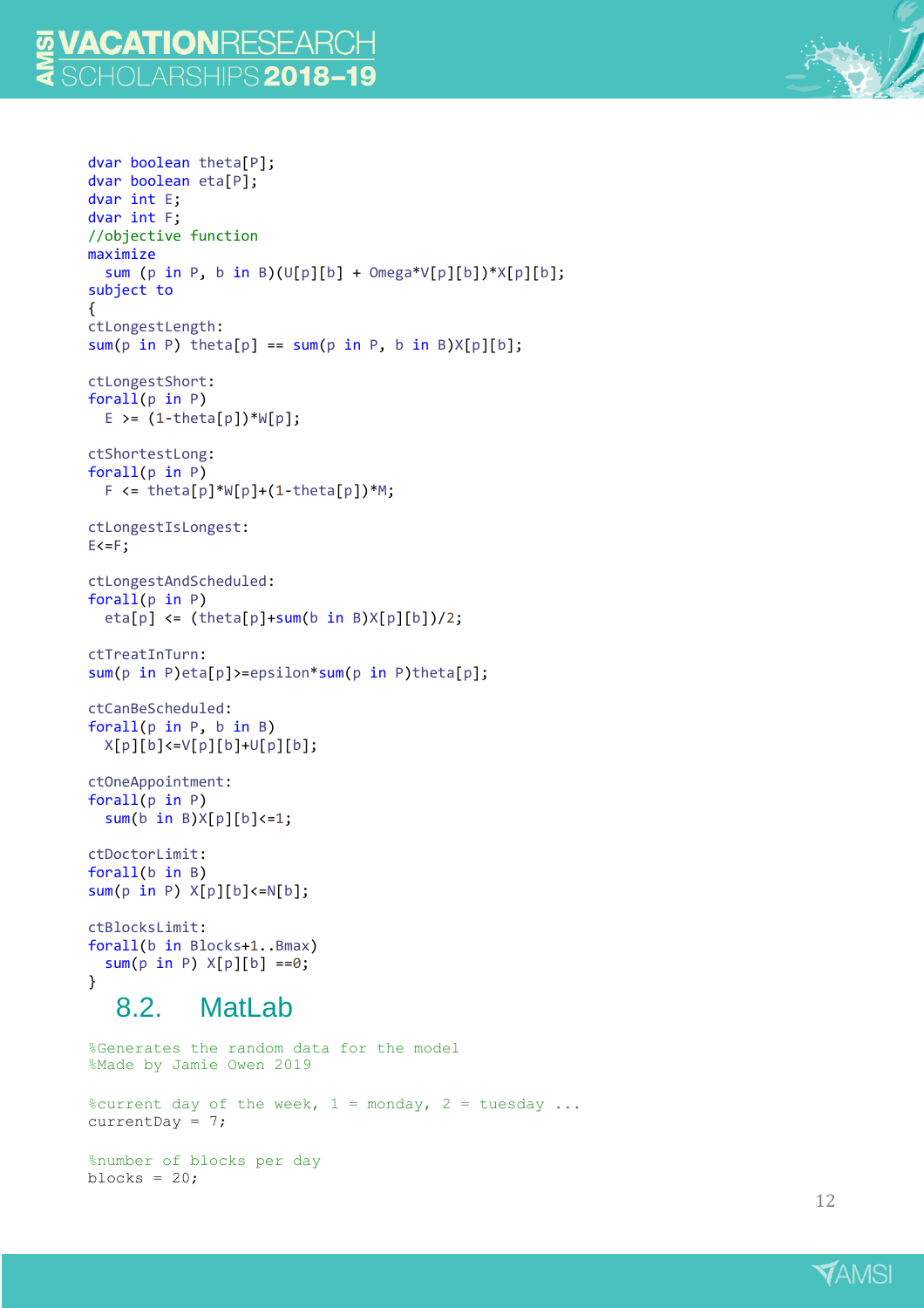```
dvar boolean theta[P];
dvar boolean eta[P];
dvar int E;
dvar int F;
//objective function
maximize
  sum (p in P, b in B)(U[p][b] + Omega*V[p][b])*X[p][b];
subject to
{
ctLongestLength:
sum(p in P) theta[p] == sum(p in P, b in B)X[p][b];

ctLongestShort:
forall(p in P)
  E >= (1-theta[p])*W[p];

ctShortestLong:
forall(p in P)
  F <= theta[p]*W[p]+(1-theta[p])*M;

ctLongestIsLongest:
E<=F;

ctLongestAndScheduled:
forall(p in P)
  eta[p] <= (theta[p]+sum(b in B)X[p][b])/2;

ctTreatInTurn:
sum(p in P)eta[p]>=epsilon*sum(p in P)theta[p];

ctCanBeScheduled:
forall(p in P, b in B)
  X[p][b]<=V[p][b]+U[p][b];

ctOneAppointment:
forall(p in P)
  sum(b in B)X[p][b]<=1;

ctDoctorLimit:
forall(b in B)
sum(p in P) X[p][b]<=N[b];

ctBlocksLimit:
forall(b in Blocks+1..Bmax)
  sum(p in P) X[p][b] ==0;
}
```

## 8.2. MatLab

```
%Generates the random data for the model
%Made by Jamie Owen 2019

%current day of the week, 1 = monday, 2 = tuesday ...
currentDay = 7;

%number of blocks per day
blocks = 20;
```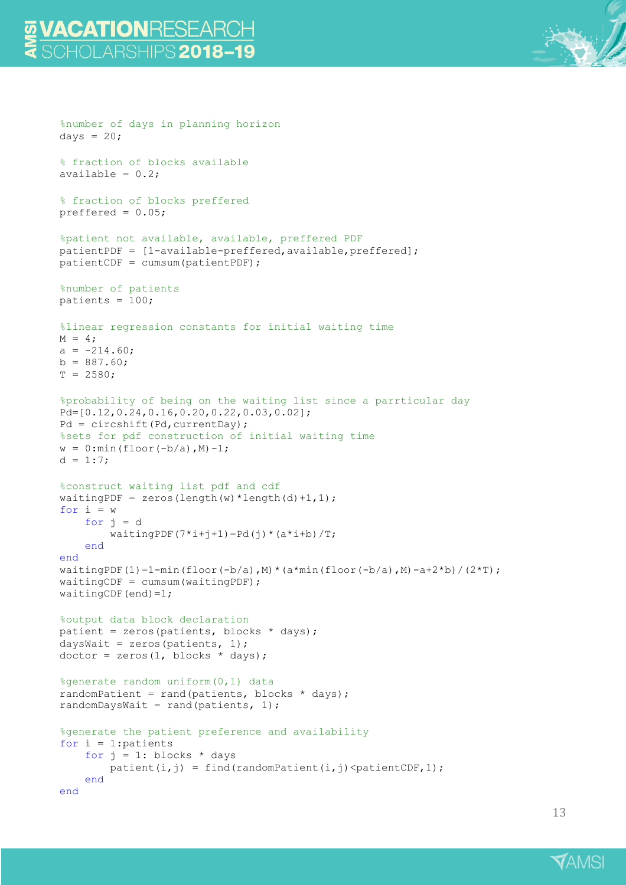```
%number of days in planning horizon
days = 20;

% fraction of blocks available
available = 0.2;

% fraction of blocks preffered
preffered = 0.05;

%patient not available, available, preffered PDF
patientPDF = [1-available-preffered,available,preffered];
patientCDF = cumsum(patientPDF);

%number of patients
patients = 100;

%linear regression constants for initial waiting time
M = 4;
a = -214.60;
b = 887.60;
T = 2580;

%probability of being on the waiting list since a parrticular day
Pd=[0.12,0.24,0.16,0.20,0.22,0.03,0.02];
Pd = circshift(Pd,currentDay);
%sets for pdf construction of initial waiting time
w = 0:min(floor(-b/a),M)-1;
d = 1:7;

%construct waiting list pdf and cdf
waitingPDF = zeros(length(w)*length(d)+1,1);
for i = w
    for j = d
        waitingPDF(7*i+j+1)=Pd(j)*(a*i+b)/T;
    end
end
waitingPDF(1)=1-min(floor(-b/a),M)*(a*min(floor(-b/a),M)-a+2*b)/(2*T);
waitingCDF = cumsum(waitingPDF);
waitingCDF(end)=1;

%output data block declaration
patient = zeros(patients, blocks * days);
daysWait = zeros(patients, 1);
doctor = zeros(1, blocks * days);

%generate random uniform(0,1) data
randomPatient = rand(patients, blocks * days);
randomDaysWait = rand(patients, 1);

%generate the patient preference and availability
for i = 1:patients
    for j = 1: blocks * days
        patient(i,j) = find(randomPatient(i,j)<patientCDF,1);
    end
end
```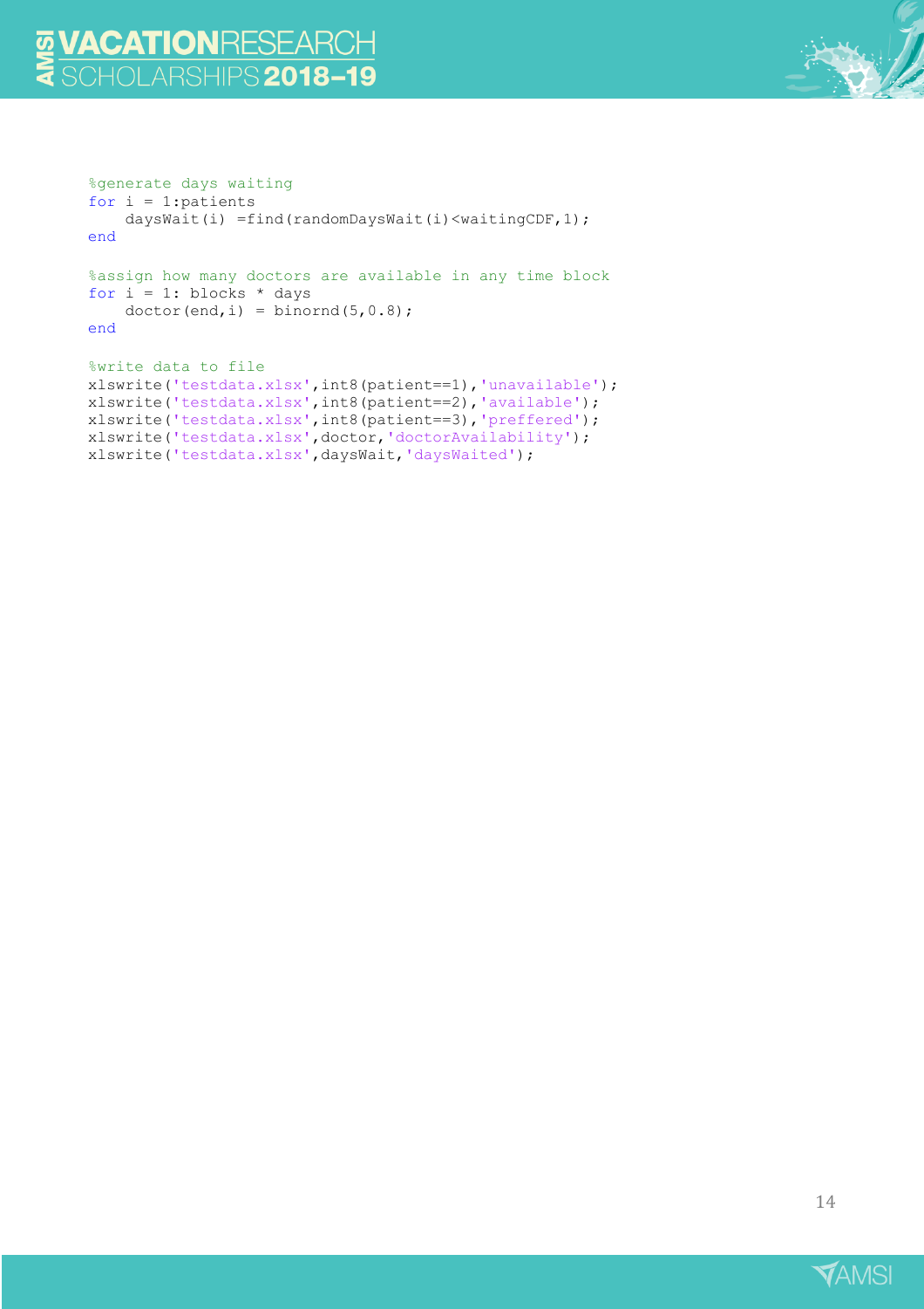```
%generate days waiting
for i = 1:patients
    daysWait(i) =find(randomDaysWait(i)<waitingCDF,1);
end

%assign how many doctors are available in any time block
for i = 1: blocks * days
    doctor(end,i) = binornd(5,0.8);
end

%write data to file
xlswrite('testdata.xlsx',int8(patient==1),'unavailable');
xlswrite('testdata.xlsx',int8(patient==2),'available');
xlswrite('testdata.xlsx',int8(patient==3),'preffered');
xlswrite('testdata.xlsx',doctor,'doctorAvailability');
xlswrite('testdata.xlsx',daysWait,'daysWaited');
```